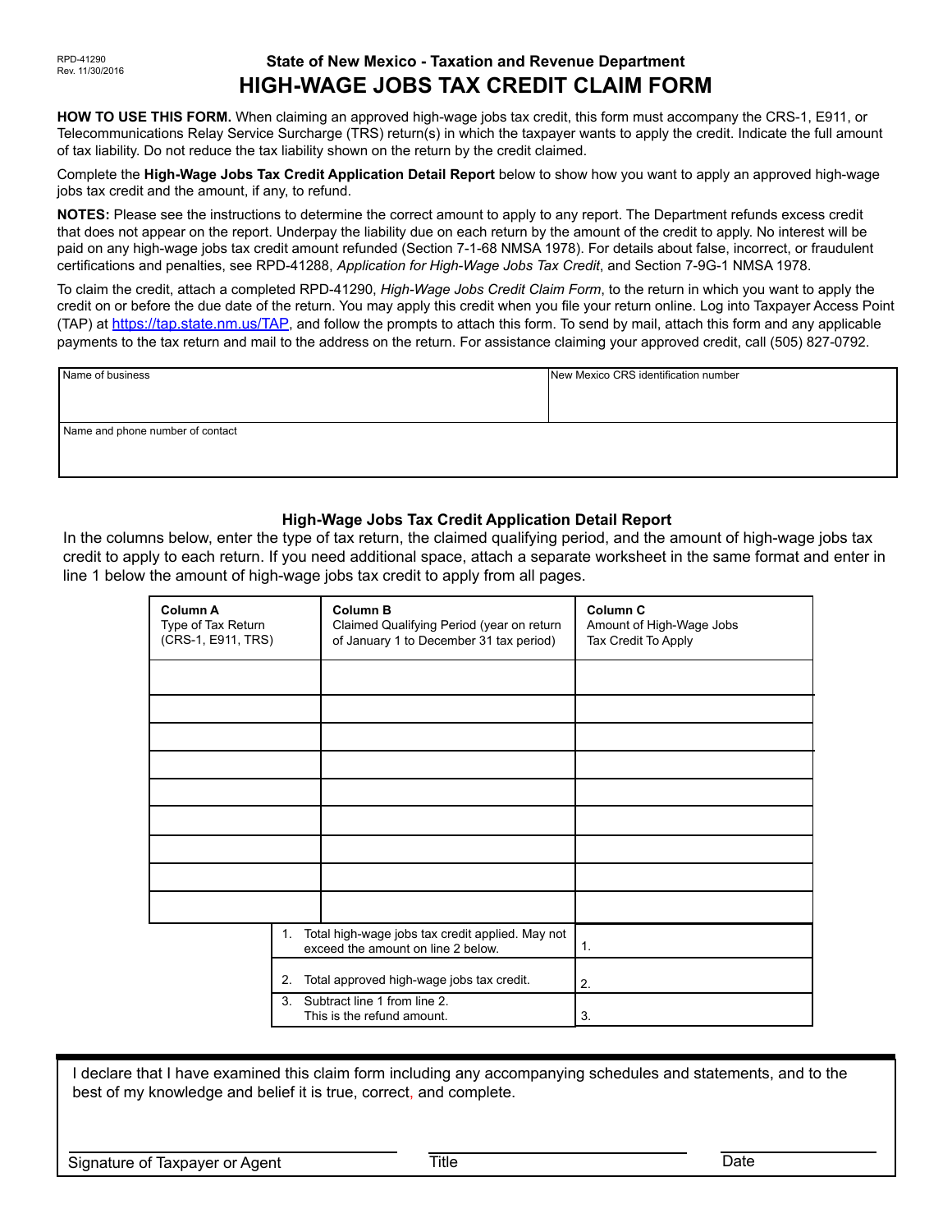RPD-41290
Rev. 11/30/2016

# State of New Mexico - Taxation and Revenue Department

# HIGH-WAGE JOBS TAX CREDIT CLAIM FORM

**HOW TO USE THIS FORM.** When claiming an approved high-wage jobs tax credit, this form must accompany the CRS-1, E911, or Telecommunications Relay Service Surcharge (TRS) return(s) in which the taxpayer wants to apply the credit. Indicate the full amount of tax liability. Do not reduce the tax liability shown on the return by the credit claimed.

Complete the **High-Wage Jobs Tax Credit Application Detail Report** below to show how you want to apply an approved high-wage jobs tax credit and the amount, if any, to refund.

**NOTES:** Please see the instructions to determine the correct amount to apply to any report. The Department refunds excess credit that does not appear on the report. Underpay the liability due on each return by the amount of the credit to apply. No interest will be paid on any high-wage jobs tax credit amount refunded (Section 7-1-68 NMSA 1978). For details about false, incorrect, or fraudulent certifications and penalties, see RPD-41288, *Application for High-Wage Jobs Tax Credit*, and Section 7-9G-1 NMSA 1978.

To claim the credit, attach a completed RPD-41290, *High-Wage Jobs Credit Claim Form*, to the return in which you want to apply the credit on or before the due date of the return. You may apply this credit when you file your return online. Log into Taxpayer Access Point (TAP) at https://tap.state.nm.us/TAP, and follow the prompts to attach this form. To send by mail, attach this form and any applicable payments to the tax return and mail to the address on the return. For assistance claiming your approved credit, call (505) 827-0792.

| Name of business | New Mexico CRS identification number |
|---|---|
| | |
| Name and phone number of contact | |
| | |

## High-Wage Jobs Tax Credit Application Detail Report

In the columns below, enter the type of tax return, the claimed qualifying period, and the amount of high-wage jobs tax credit to apply to each return. If you need additional space, attach a separate worksheet in the same format and enter in line 1 below the amount of high-wage jobs tax credit to apply from all pages.

| Column A<br>Type of Tax Return (CRS-1, E911, TRS) | Column B<br>Claimed Qualifying Period (year on return of January 1 to December 31 tax period) | Column C<br>Amount of High-Wage Jobs Tax Credit To Apply |
|---|---|---|
| | | |
| | | |
| | | |
| | | |
| | | |
| | | |
| | | |
| | | |
| | | |
| | 1. Total high-wage jobs tax credit applied. May not exceed the amount on line 2 below. | 1. |
| | 2. Total approved high-wage jobs tax credit. | 2. |
| | 3. Subtract line 1 from line 2. This is the refund amount. | 3. |

I declare that I have examined this claim form including any accompanying schedules and statements, and to the best of my knowledge and belief it is true, correct, and complete.

Signature of Taxpayer or Agent ____________________ Title ____________________ Date ____________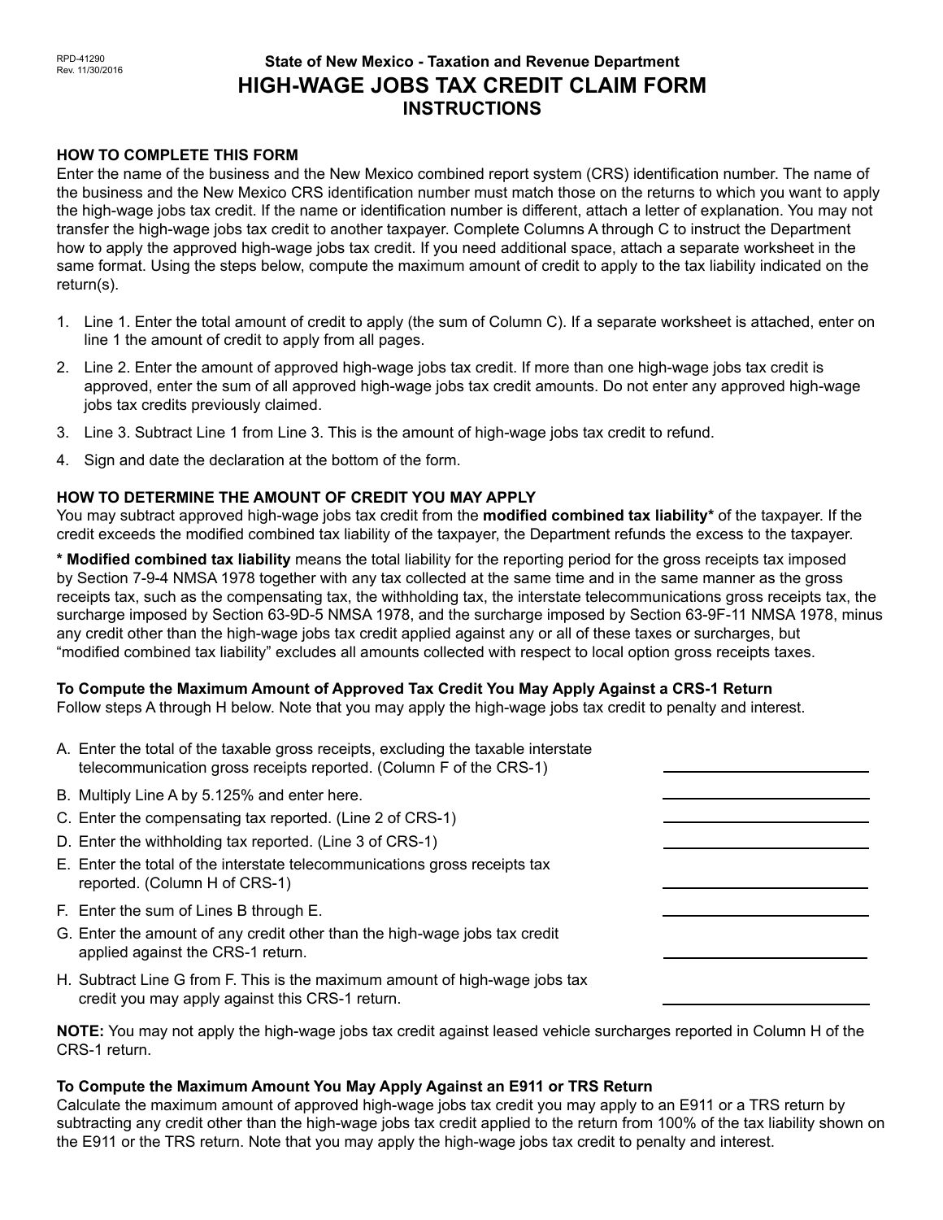RPD-41290
Rev. 11/30/2016

# State of New Mexico - Taxation and Revenue Department
# HIGH-WAGE JOBS TAX CREDIT CLAIM FORM
## INSTRUCTIONS

**HOW TO COMPLETE THIS FORM**

Enter the name of the business and the New Mexico combined report system (CRS) identification number. The name of the business and the New Mexico CRS identification number must match those on the returns to which you want to apply the high-wage jobs tax credit. If the name or identification number is different, attach a letter of explanation. You may not transfer the high-wage jobs tax credit to another taxpayer. Complete Columns A through C to instruct the Department how to apply the approved high-wage jobs tax credit. If you need additional space, attach a separate worksheet in the same format. Using the steps below, compute the maximum amount of credit to apply to the tax liability indicated on the return(s).

1. Line 1. Enter the total amount of credit to apply (the sum of Column C). If a separate worksheet is attached, enter on line 1 the amount of credit to apply from all pages.
2. Line 2. Enter the amount of approved high-wage jobs tax credit. If more than one high-wage jobs tax credit is approved, enter the sum of all approved high-wage jobs tax credit amounts. Do not enter any approved high-wage jobs tax credits previously claimed.
3. Line 3. Subtract Line 1 from Line 3. This is the amount of high-wage jobs tax credit to refund.
4. Sign and date the declaration at the bottom of the form.

**HOW TO DETERMINE THE AMOUNT OF CREDIT YOU MAY APPLY**

You may subtract approved high-wage jobs tax credit from the **modified combined tax liability*** of the taxpayer. If the credit exceeds the modified combined tax liability of the taxpayer, the Department refunds the excess to the taxpayer.

**\* Modified combined tax liability** means the total liability for the reporting period for the gross receipts tax imposed by Section 7-9-4 NMSA 1978 together with any tax collected at the same time and in the same manner as the gross receipts tax, such as the compensating tax, the withholding tax, the interstate telecommunications gross receipts tax, the surcharge imposed by Section 63-9D-5 NMSA 1978, and the surcharge imposed by Section 63-9F-11 NMSA 1978, minus any credit other than the high-wage jobs tax credit applied against any or all of these taxes or surcharges, but "modified combined tax liability" excludes all amounts collected with respect to local option gross receipts taxes.

**To Compute the Maximum Amount of Approved Tax Credit You May Apply Against a CRS-1 Return**

Follow steps A through H below. Note that you may apply the high-wage jobs tax credit to penalty and interest.

A. Enter the total of the taxable gross receipts, excluding the taxable interstate telecommunication gross receipts reported. (Column F of the CRS-1) ____________

B. Multiply Line A by 5.125% and enter here. ____________

C. Enter the compensating tax reported. (Line 2 of CRS-1) ____________

D. Enter the withholding tax reported. (Line 3 of CRS-1) ____________

E. Enter the total of the interstate telecommunications gross receipts tax reported. (Column H of CRS-1) ____________

F. Enter the sum of Lines B through E. ____________

G. Enter the amount of any credit other than the high-wage jobs tax credit applied against the CRS-1 return. ____________

H. Subtract Line G from F. This is the maximum amount of high-wage jobs tax credit you may apply against this CRS-1 return. ____________

**NOTE:** You may not apply the high-wage jobs tax credit against leased vehicle surcharges reported in Column H of the CRS-1 return.

**To Compute the Maximum Amount You May Apply Against an E911 or TRS Return**

Calculate the maximum amount of approved high-wage jobs tax credit you may apply to an E911 or a TRS return by subtracting any credit other than the high-wage jobs tax credit applied to the return from 100% of the tax liability shown on the E911 or the TRS return. Note that you may apply the high-wage jobs tax credit to penalty and interest.